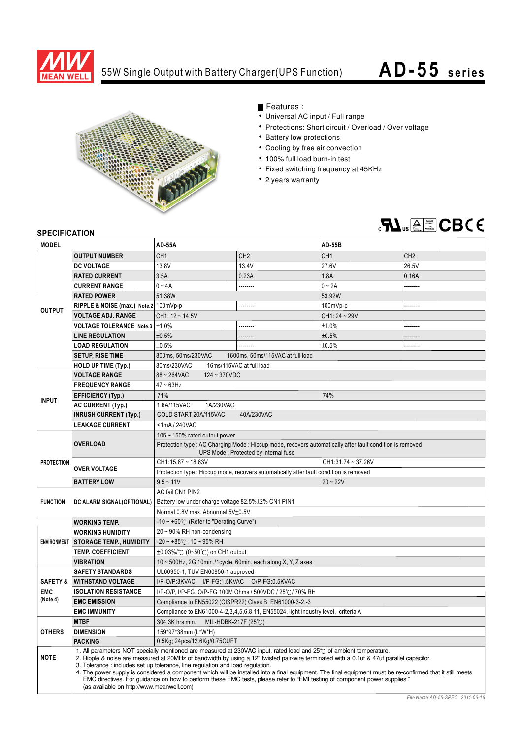# 55W Single Output with Battery Charger(UPS Function) AD-55 series

■ Features :

- Universal AC input / Full range
- Protections: Short circuit / Overload / Over voltage
- Battery low protections
- Cooling by free air convection
- 100% full load burn-in test
- Fixed switching frequency at 45KHz
- 2 years warranty

## SPECIFICATION

| MODEL | | AD-55A | | AD-55B | |
|---|---|---|---|---|---|
| OUTPUT | OUTPUT NUMBER | CH1 | CH2 | CH1 | CH2 |
| | DC VOLTAGE | 13.8V | 13.4V | 27.6V | 26.5V |
| | RATED CURRENT | 3.5A | 0.23A | 1.8A | 0.16A |
| | CURRENT RANGE | 0 ~ 4A | -------- | 0 ~ 2A | -------- |
| | RATED POWER | 51.38W | | 53.92W | |
| | RIPPLE & NOISE (max.) Note.2 | 100mVp-p | -------- | 100mVp-p | -------- |
| | VOLTAGE ADJ. RANGE | CH1: 12 ~ 14.5V | | CH1: 24 ~ 29V | |
| | VOLTAGE TOLERANCE Note.3 | ±1.0% | -------- | ±1.0% | -------- |
| | LINE REGULATION | ±0.5% | -------- | ±0.5% | -------- |
| | LOAD REGULATION | ±0.5% | -------- | ±0.5% | -------- |
| | SETUP, RISE TIME | 800ms, 50ms/230VAC 1600ms, 50ms/115VAC at full load | | | |
| | HOLD UP TIME (Typ.) | 80ms/230VAC 16ms/115VAC at full load | | | |
| INPUT | VOLTAGE RANGE | 88 ~ 264VAC 124 ~ 370VDC | | | |
| | FREQUENCY RANGE | 47 ~ 63Hz | | | |
| | EFFICIENCY (Typ.) | 71% | | 74% | |
| | AC CURRENT (Typ.) | 1.6A/115VAC 1A/230VAC | | | |
| | INRUSH CURRENT (Typ.) | COLD START 20A/115VAC 40A/230VAC | | | |
| | LEAKAGE CURRENT | <1mA / 240VAC | | | |
| PROTECTION | OVERLOAD | 105 ~ 150% rated output power | | | |
| | | Protection type : AC Charging Mode : Hiccup mode, recovers automatically after fault condition is removed; UPS Mode : Protected by internal fuse | | | |
| | OVER VOLTAGE | CH1:15.87 ~ 18.63V | | CH1:31.74 ~ 37.26V | |
| | | Protection type : Hiccup mode, recovers automatically after fault condition is removed | | | |
| | BATTERY LOW | 9.5 ~ 11V | | 20 ~ 22V | |
| FUNCTION | DC ALARM SIGNAL(OPTIONAL) | AC fail CN1 PIN2 | | | |
| | | Battery low under charge voltage 82.5%±2% CN1 PIN1 | | | |
| | | Normal 0.8V max. Abnormal 5V±0.5V | | | |
| ENVIRONMENT | WORKING TEMP. | -10 ~ +60℃ (Refer to "Derating Curve") | | | |
| | WORKING HUMIDITY | 20 ~ 90% RH non-condensing | | | |
| | STORAGE TEMP., HUMIDITY | -20 ~ +85℃, 10 ~ 95% RH | | | |
| | TEMP. COEFFICIENT | ±0.03%/℃ (0~50℃) on CH1 output | | | |
| | VIBRATION | 10 ~ 500Hz, 2G 10min./1cycle, 60min. each along X, Y, Z axes | | | |
| SAFETY & EMC (Note 4) | SAFETY STANDARDS | UL60950-1, TUV EN60950-1 approved | | | |
| | WITHSTAND VOLTAGE | I/P-O/P:3KVAC I/P-FG:1.5KVAC O/P-FG:0.5KVAC | | | |
| | ISOLATION RESISTANCE | I/P-O/P, I/P-FG, O/P-FG:100M Ohms / 500VDC / 25℃/ 70% RH | | | |
| | EMC EMISSION | Compliance to EN55022 (CISPR22) Class B, EN61000-3-2,-3 | | | |
| | EMC IMMUNITY | Compliance to EN61000-4-2,3,4,5,6,8,11, EN55024, light industry level, criteria A | | | |
| OTHERS | MTBF | 304.3K hrs min. MIL-HDBK-217F (25℃) | | | |
| | DIMENSION | 159\*97\*38mm (L\*W\*H) | | | |
| | PACKING | 0.5Kg; 24pcs/12.6Kg/0.75CUFT | | | |

**NOTE**

1. All parameters NOT specially mentioned are measured at 230VAC input, rated load and 25℃ of ambient temperature.
2. Ripple & noise are measured at 20MHz of bandwidth by using a 12" twisted pair-wire terminated with a 0.1uf & 47uf parallel capacitor.
3. Tolerance : includes set up tolerance, line regulation and load regulation.
4. The power supply is considered a component which will be installed into a final equipment. The final equipment must be re-confirmed that it still meets EMC directives. For guidance on how to perform these EMC tests, please refer to "EMI testing of component power supplies." (as available on http://www.meanwell.com)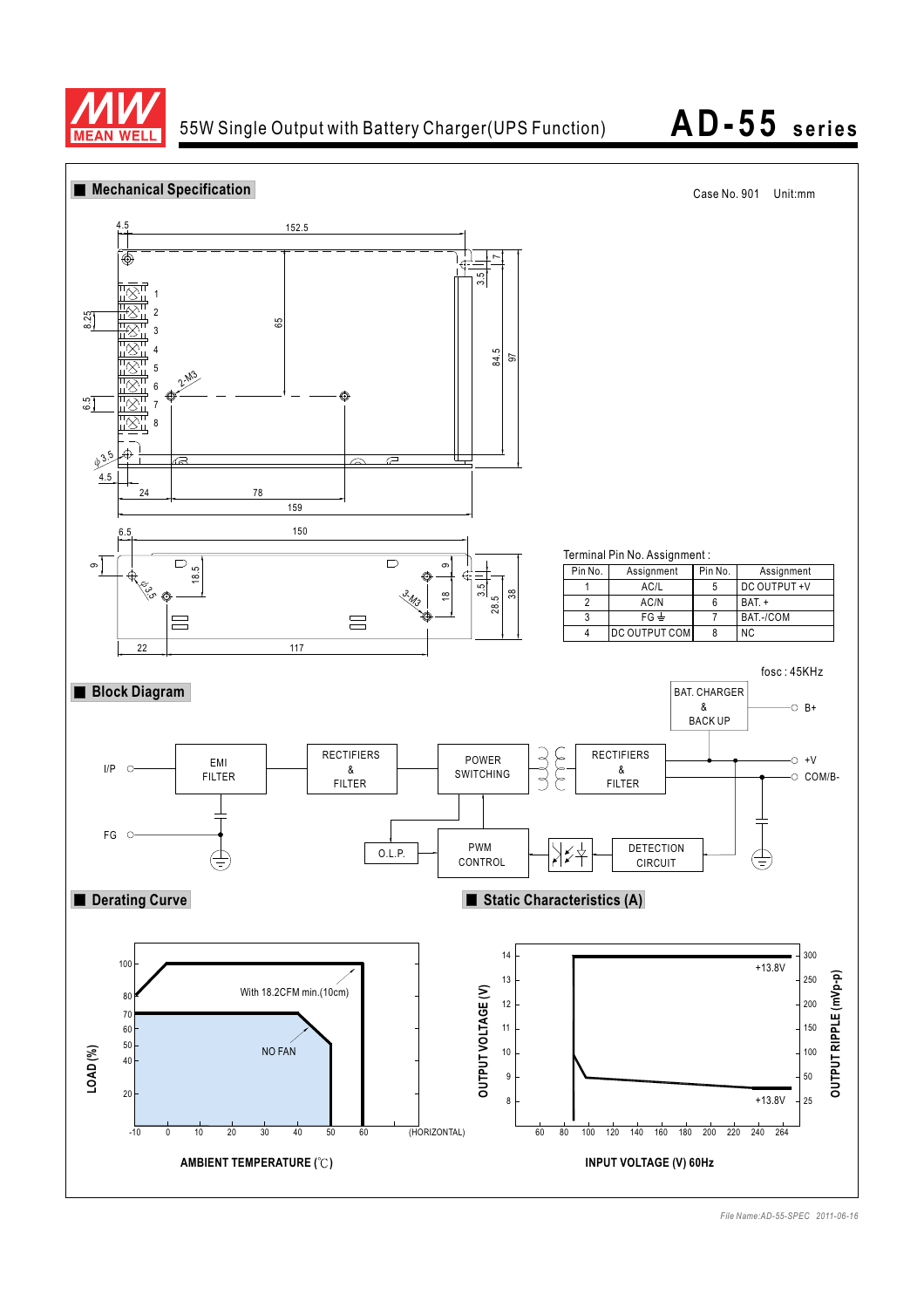# AD-55 series

55W Single Output with Battery Charger(UPS Function)

## Mechanical Specification

Case No. 901 Unit:mm

4.5
152.5
8.25
6.5
65
2-M3
3.5
7
84.5
97
ϕ3.5
4.5
24
78
159

6.5
150
9
18.5
ϕ3.5
3-M3
9
18
3.5
28.5
38
22
117

Terminal Pin No. Assignment :

| Pin No. | Assignment | Pin No. | Assignment |
|---|---|---|---|
| 1 | AC/L | 5 | DC OUTPUT +V |
| 2 | AC/N | 6 | BAT. + |
| 3 | FG ⏚ | 7 | BAT.-/COM |
| 4 | DC OUTPUT COM | 8 | NC |

## Block Diagram

fosc : 45KHz

I/P
FG
EMI FILTER
RECTIFIERS & FILTER
POWER SWITCHING
RECTIFIERS & FILTER
BAT. CHARGER & BACK UP
B+
+V
COM/B-
O.L.P.
PWM CONTROL
DETECTION CIRCUIT

## Derating Curve

LOAD (%)
100
80
70
60
50
40
20
-10 0 10 20 30 40 50 60 (HORIZONTAL)
With 18.2CFM min.(10cm)
NO FAN
AMBIENT TEMPERATURE (℃)

## Static Characteristics (A)

OUTPUT VOLTAGE (V)
14
13
12
11
10
9
8
+13.8V
+13.8V
OUTPUT RIPPLE (mVp-p)
300
250
200
150
100
50
25
60 80 100 120 140 160 180 200 220 240 264
INPUT VOLTAGE (V) 60Hz

*File Name:AD-55-SPEC 2011-06-16*